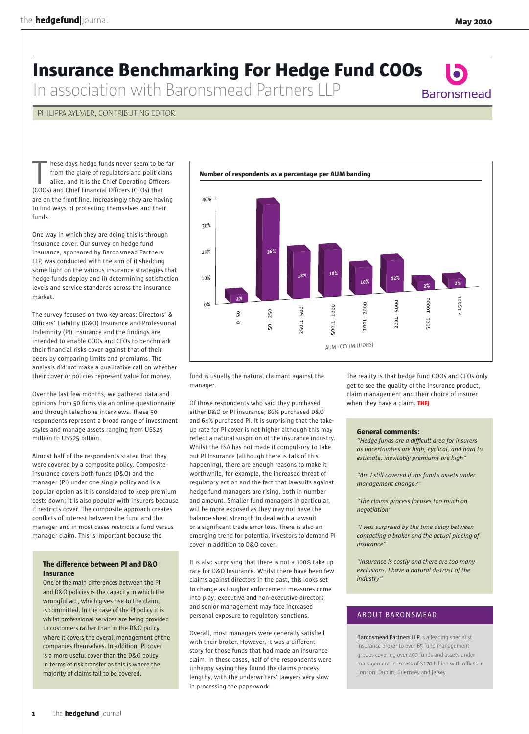# Insurance Benchmarking For Hedge Fund COOs

## In association with Baronsmead Partners LLP

PHILIPPA AYLMER, CONTRIBUTING EDITOR

These days hedge funds never seem to be far from the glare of regulators and politicians alike, and it is the Chief Operating Officers (COOs) and Chief Financial Officers (CFOs) that are on the front line. Increasingly they are having to find ways of protecting themselves and their funds.

One way in which they are doing this is through insurance cover. Our survey on hedge fund insurance, sponsored by Baronsmead Partners LLP, was conducted with the aim of i) shedding some light on the various insurance strategies that hedge funds deploy and ii) determining satisfaction levels and service standards across the insurance market.

The survey focused on two key areas: Directors' & Officers' Liability (D&O) Insurance and Professional Indemnity (PI) Insurance and the findings are intended to enable COOs and CFOs to benchmark their financial risks cover against that of their peers by comparing limits and premiums. The analysis did not make a qualitative call on whether their cover or policies represent value for money.

Over the last few months, we gathered data and opinions from 50 firms via an online questionnaire and through telephone interviews. These 50 respondents represent a broad range of investment styles and manage assets ranging from US$25 million to US$25 billion.

Almost half of the respondents stated that they were covered by a composite policy. Composite insurance covers both funds (D&O) and the manager (PI) under one single policy and is a popular option as it is considered to keep premium costs down; it is also popular with insurers because it restricts cover. The composite approach creates conflicts of interest between the fund and the manager and in most cases restricts a fund versus manager claim. This is important because the fund is usually the natural claimant against the manager.

**Number of respondents as a percentage per AUM banding**

| AUM - CCY (MILLIONS) | Percentage |
|---|---|
| 0 - 50 | 2% |
| 50 - 250 | 36% |
| 250.1 - 500 | 18% |
| 500.1 - 1000 | 18% |
| 1001 - 2000 | 10% |
| 2001 - 5000 | 12% |
| 5001 - 10000 | 2% |
| > 15001 | 2% |

Of those respondents who said they purchased either D&O or PI insurance, 86% purchased D&O and 64% purchased PI. It is surprising that the take-up rate for PI cover is not higher although this may reflect a natural suspicion of the insurance industry. Whilst the FSA has not made it compulsory to take out PI Insurance (although there is talk of this happening), there are enough reasons to make it worthwhile, for example, the increased threat of regulatory action and the fact that lawsuits against hedge fund managers are rising, both in number and amount. Smaller fund managers in particular, will be more exposed as they may not have the balance sheet strength to deal with a lawsuit or a significant trade error loss. There is also an emerging trend for potential investors to demand PI cover in addition to D&O cover.

It is also surprising that there is not a 100% take up rate for D&O Insurance. Whilst there have been few claims against directors in the past, this looks set to change as tougher enforcement measures come into play: executive and non-executive directors and senior management may face increased personal exposure to regulatory sanctions.

Overall, most managers were generally satisfied with their broker. However, it was a different story for those funds that had made an insurance claim. In these cases, half of the respondents were unhappy saying they found the claims process lengthy, with the underwriters' lawyers very slow in processing the paperwork.

The reality is that hedge fund COOs and CFOs only get to see the quality of the insurance product, claim management and their choice of insurer when they have a claim. **THFJ**

### The difference between PI and D&O Insurance

One of the main differences between the PI and D&O policies is the capacity in which the wrongful act, which gives rise to the claim, is committed. In the case of the PI policy it is whilst professional services are being provided to customers rather than in the D&O policy where it covers the overall management of the companies themselves. In addition, PI cover is a more useful cover than the D&O policy in terms of risk transfer as this is where the majority of claims fall to be covered.

### General comments:

*"Hedge funds are a difficult area for insurers as uncertainties are high, cyclical, and hard to estimate; inevitably premiums are high"*

*"Am I still covered if the fund's assets under management change?"*

*"The claims process focuses too much on negotiation"*

*"I was surprised by the time delay between contacting a broker and the actual placing of insurance"*

*"Insurance is costly and there are too many exclusions. I have a natural distrust of the industry"*

### ABOUT BARONSMEAD

Baronsmead Partners LLP is a leading specialist insurance broker to over 65 fund management groups covering over 400 funds and assets under management in excess of $170 billion with offices in London, Dublin, Guernsey and Jersey.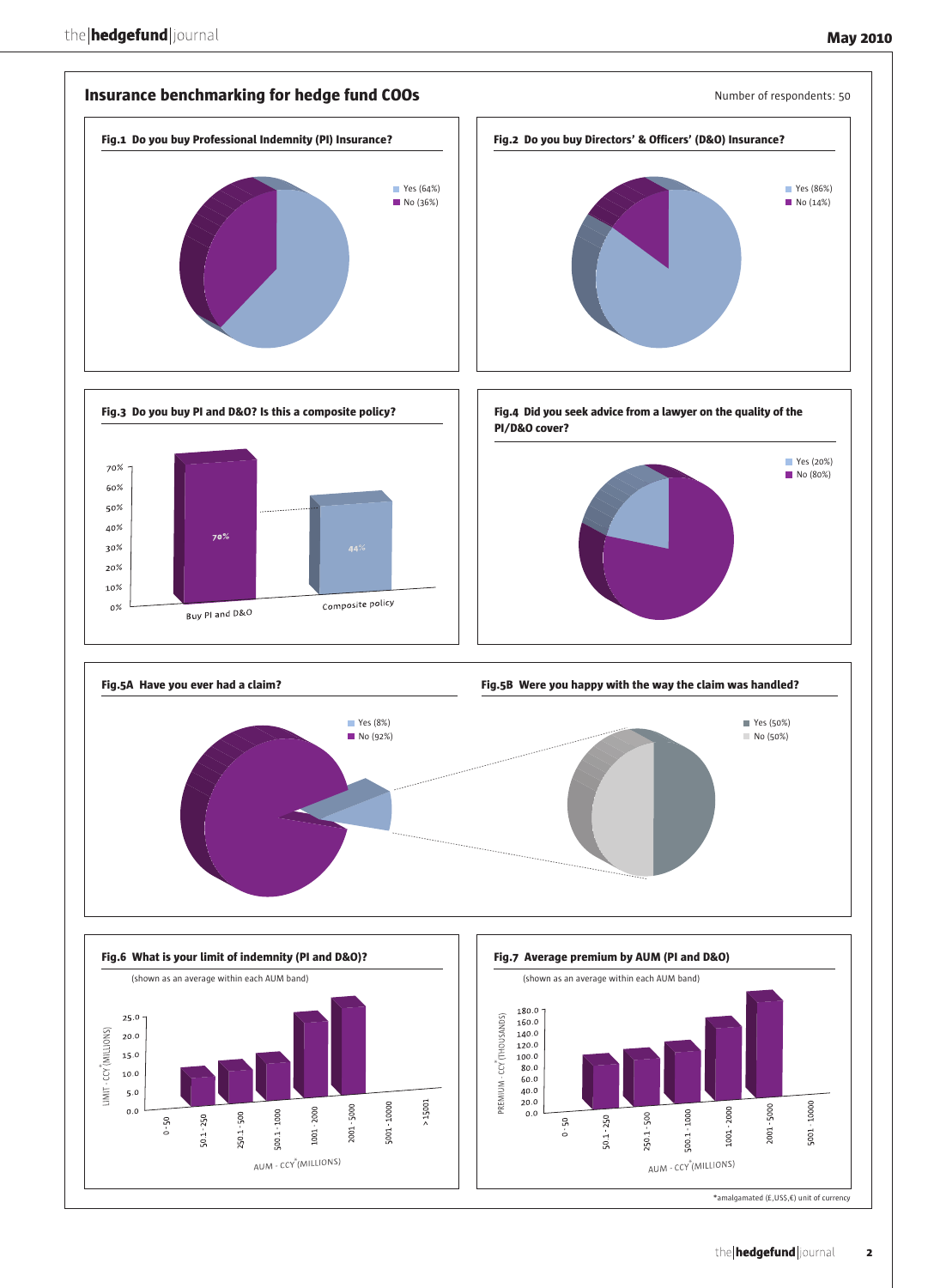## Insurance benchmarking for hedge fund COOs

Number of respondents: 50

**Fig.1 Do you buy Professional Indemnity (PI) Insurance?**

Yes (64%)
No (36%)

**Fig.2 Do you buy Directors' & Officers' (D&O) Insurance?**

Yes (86%)
No (14%)

**Fig.3 Do you buy PI and D&O? Is this a composite policy?**

70%
60%
50%
40%
30%
20%
10%
0%

70%
44%

Buy PI and D&O
Composite policy

**Fig.4 Did you seek advice from a lawyer on the quality of the PI/D&O cover?**

Yes (20%)
No (80%)

**Fig.5A Have you ever had a claim?**

Yes (8%)
No (92%)

**Fig.5B Were you happy with the way the claim was handled?**

Yes (50%)
No (50%)

**Fig.6 What is your limit of indemnity (PI and D&O)?**

(shown as an average within each AUM band)

LIMIT - CCY* (MILLIONS)

25.0
20.0
15.0
10.0
5.0
0.0

0 - 50
50.1 - 250
250.1 - 500
500.1 - 1000
1001 - 2000
2001 - 5000
5001 - 10000
> 15001

AUM - CCY* (MILLIONS)

**Fig.7 Average premium by AUM (PI and D&O)**

(shown as an average within each AUM band)

PREMIUM - CCY* (THOUSANDS)

180.0
160.0
140.0
120.0
100.0
80.0
60.0
40.0
20.0
0.0

0 - 50
50.1 - 250
250.1 - 500
500.1 - 1000
1001 - 2000
2001 - 5000
5001 - 10000

AUM - CCY* (MILLIONS)

*amalgamated (£,US$,€) unit of currency